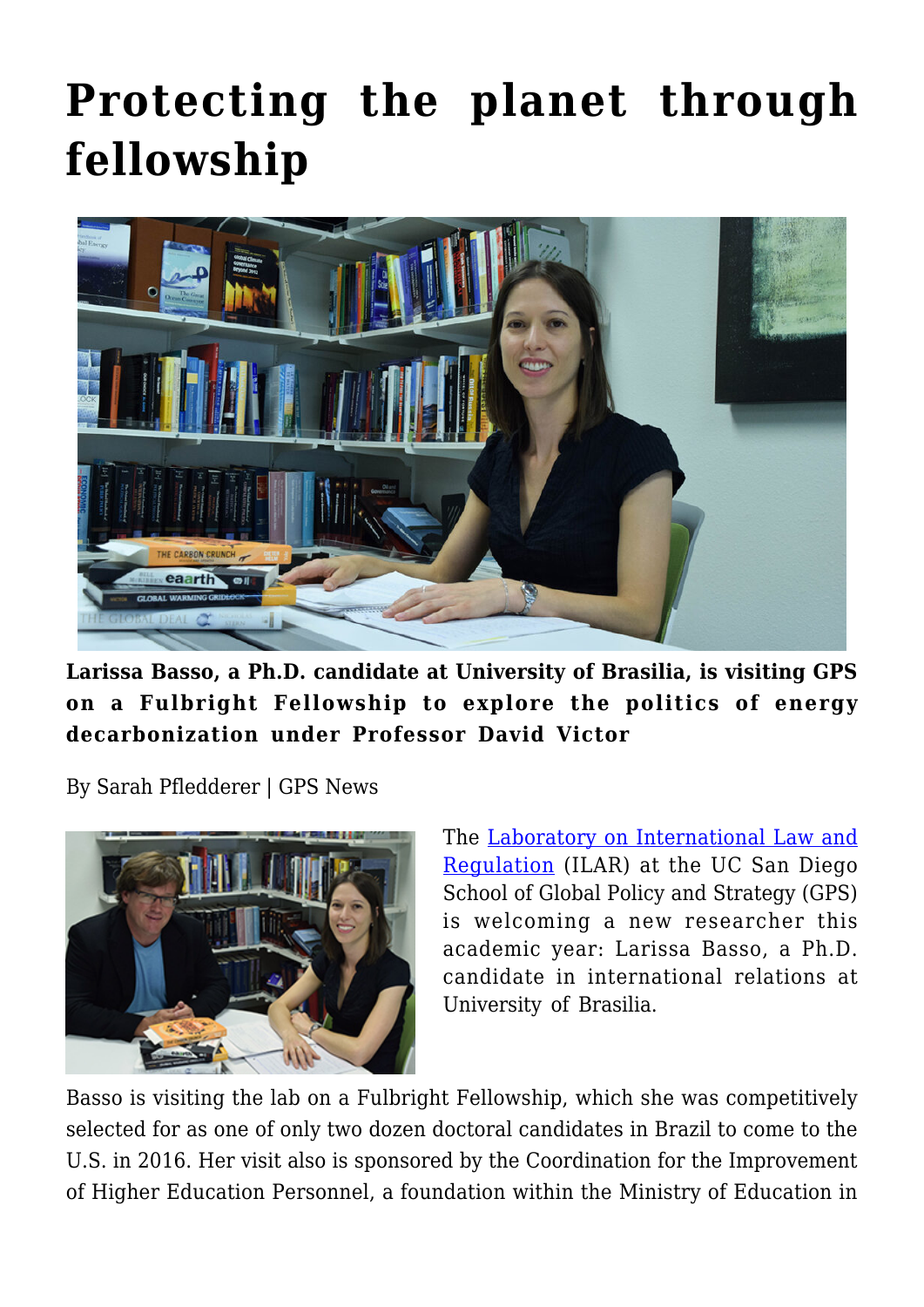# Protecting the planet through fellowship

**Larissa Basso, a Ph.D. candidate at University of Brasilia, is visiting GPS on a Fulbright Fellowship to explore the politics of energy decarbonization under Professor David Victor**

By Sarah Pfledderer | GPS News

The [Laboratory on International Law and Regulation](#) (ILAR) at the UC San Diego School of Global Policy and Strategy (GPS) is welcoming a new researcher this academic year: Larissa Basso, a Ph.D. candidate in international relations at University of Brasilia.

Basso is visiting the lab on a Fulbright Fellowship, which she was competitively selected for as one of only two dozen doctoral candidates in Brazil to come to the U.S. in 2016. Her visit also is sponsored by the Coordination for the Improvement of Higher Education Personnel, a foundation within the Ministry of Education in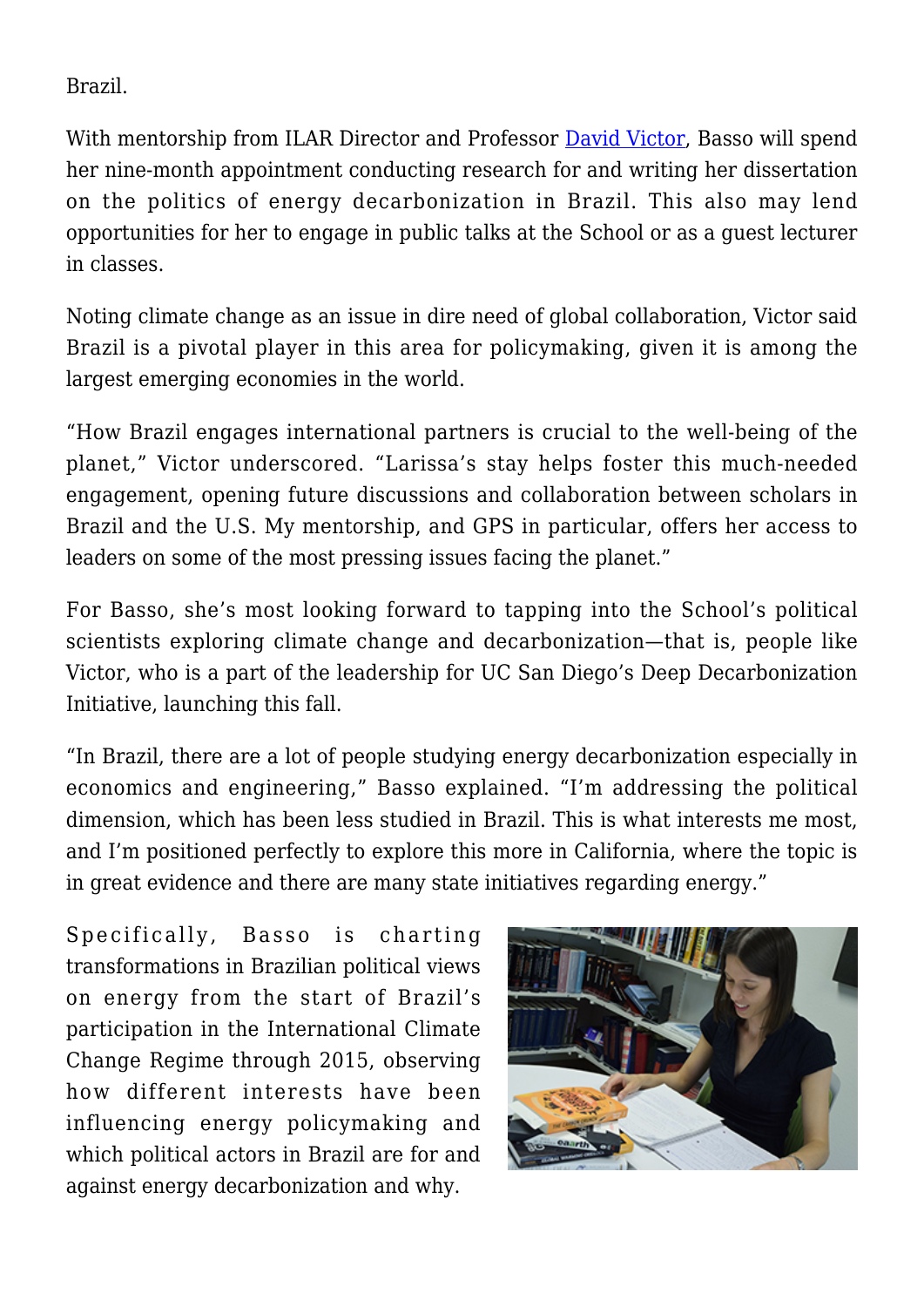Brazil.

With mentorship from ILAR Director and Professor [David Victor](), Basso will spend her nine-month appointment conducting research for and writing her dissertation on the politics of energy decarbonization in Brazil. This also may lend opportunities for her to engage in public talks at the School or as a guest lecturer in classes.

Noting climate change as an issue in dire need of global collaboration, Victor said Brazil is a pivotal player in this area for policymaking, given it is among the largest emerging economies in the world.

"How Brazil engages international partners is crucial to the well-being of the planet," Victor underscored. "Larissa's stay helps foster this much-needed engagement, opening future discussions and collaboration between scholars in Brazil and the U.S. My mentorship, and GPS in particular, offers her access to leaders on some of the most pressing issues facing the planet."

For Basso, she's most looking forward to tapping into the School's political scientists exploring climate change and decarbonization—that is, people like Victor, who is a part of the leadership for UC San Diego's Deep Decarbonization Initiative, launching this fall.

"In Brazil, there are a lot of people studying energy decarbonization especially in economics and engineering," Basso explained. "I'm addressing the political dimension, which has been less studied in Brazil. This is what interests me most, and I'm positioned perfectly to explore this more in California, where the topic is in great evidence and there are many state initiatives regarding energy."

Specifically, Basso is charting transformations in Brazilian political views on energy from the start of Brazil's participation in the International Climate Change Regime through 2015, observing how different interests have been influencing energy policymaking and which political actors in Brazil are for and against energy decarbonization and why.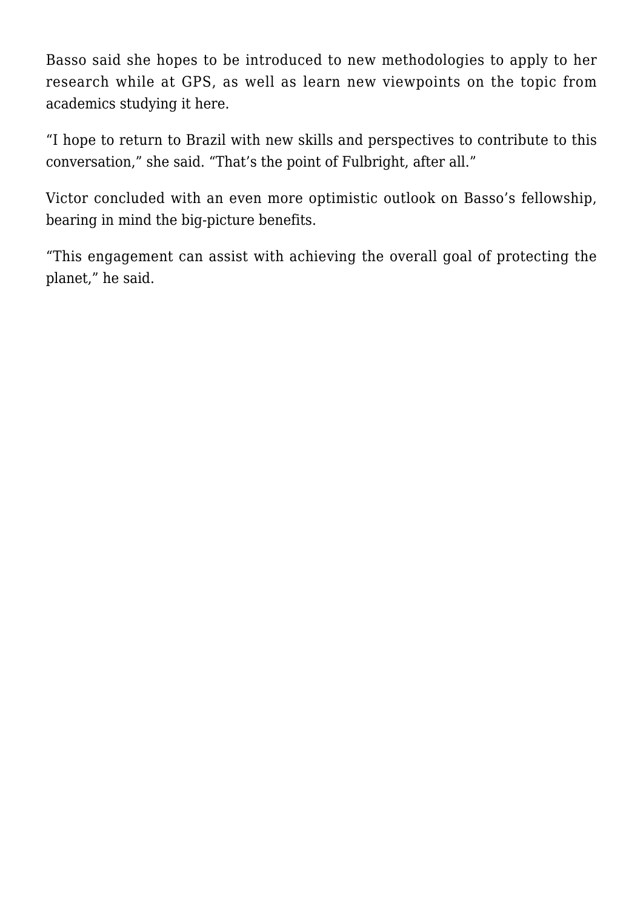Basso said she hopes to be introduced to new methodologies to apply to her research while at GPS, as well as learn new viewpoints on the topic from academics studying it here.

"I hope to return to Brazil with new skills and perspectives to contribute to this conversation," she said. "That's the point of Fulbright, after all."

Victor concluded with an even more optimistic outlook on Basso's fellowship, bearing in mind the big-picture benefits.

"This engagement can assist with achieving the overall goal of protecting the planet," he said.